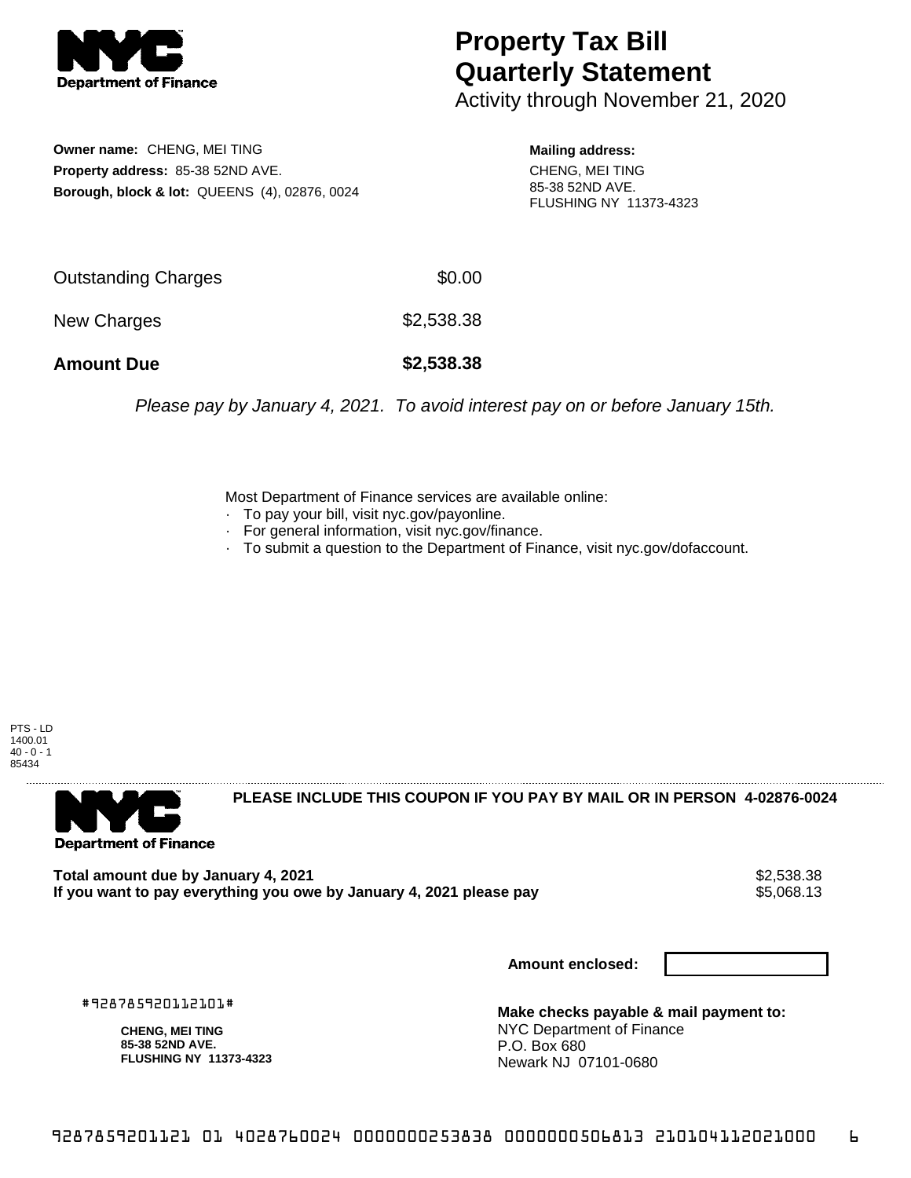# Property Tax Bill Quarterly Statement

Activity through November 21, 2020

**Owner name:** CHENG, MEI TING
**Property address:** 85-38 52ND AVE.
**Borough, block & lot:** QUEENS (4), 02876, 0024

**Mailing address:**
CHENG, MEI TING
85-38 52ND AVE.
FLUSHING NY 11373-4323

| | |
|---|---|
| Outstanding Charges | $0.00 |
| New Charges | $2,538.38 |
| **Amount Due** | **$2,538.38** |

*Please pay by January 4, 2021. To avoid interest pay on or before January 15th.*

Most Department of Finance services are available online:
- To pay your bill, visit nyc.gov/payonline.
- For general information, visit nyc.gov/finance.
- To submit a question to the Department of Finance, visit nyc.gov/dofaccount.

PTS - LD
1400.01
40 - 0 - 1
85434

**PLEASE INCLUDE THIS COUPON IF YOU PAY BY MAIL OR IN PERSON 4-02876-0024**

| | |
|---|---|
| **Total amount due by January 4, 2021** | $2,538.38 |
| **If you want to pay everything you owe by January 4, 2021 please pay** | $5,068.13 |

**Amount enclosed:**

#928785920112101#

**CHENG, MEI TING**
**85-38 52ND AVE.**
**FLUSHING NY 11373-4323**

**Make checks payable & mail payment to:**
NYC Department of Finance
P.O. Box 680
Newark NJ 07101-0680

928785920112101 01 4028760024 0000000253838 0000000506813 210104112021000 6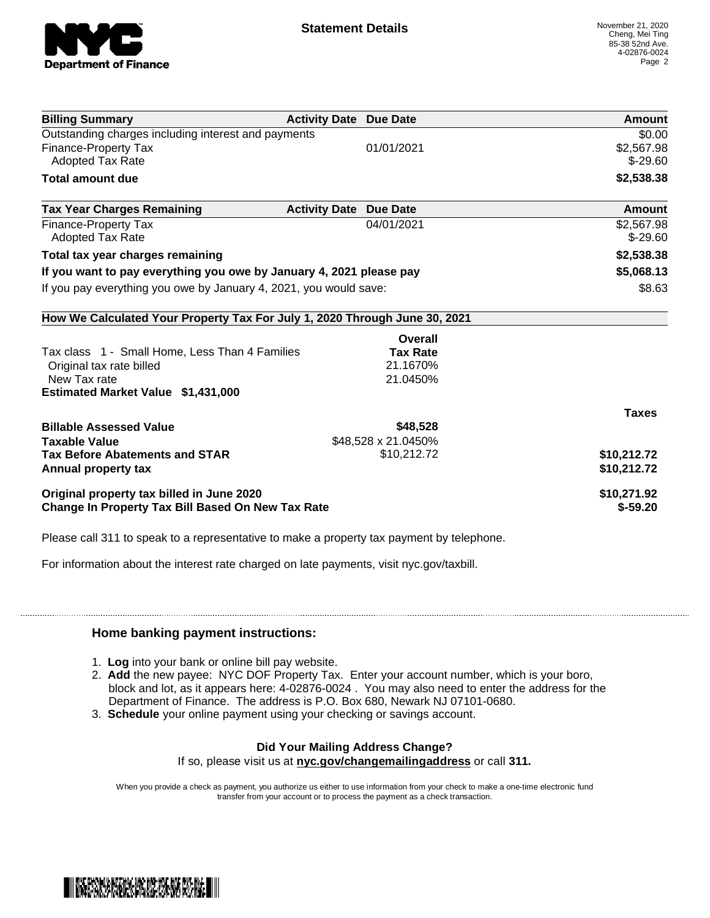**Statement Details**

November 21, 2020
Cheng, Mei Ting
85-38 52nd Ave.
4-02876-0024

| Billing Summary | Activity Date | Due Date | Amount |
|---|---|---|---|
| Outstanding charges including interest and payments | | | $0.00 |
| Finance-Property Tax | | 01/01/2021 | $2,567.98 |
| Adopted Tax Rate | | | $-29.60 |
| **Total amount due** | | | **$2,538.38** |

| Tax Year Charges Remaining | Activity Date | Due Date | Amount |
|---|---|---|---|
| Finance-Property Tax | | 04/01/2021 | $2,567.98 |
| Adopted Tax Rate | | | $-29.60 |
| **Total tax year charges remaining** | | | **$2,538.38** |
| **If you want to pay everything you owe by January 4, 2021 please pay** | | | **$5,068.13** |
| If you pay everything you owe by January 4, 2021, you would save: | | | $8.63 |

**How We Calculated Your Property Tax For July 1, 2020 Through June 30, 2021**

| | Overall Tax Rate | |
|---|---|---|
| Tax class 1 - Small Home, Less Than 4 Families | | |
| Original tax rate billed | 21.1670% | |
| New Tax rate | 21.0450% | |
| **Estimated Market Value $1,431,000** | | |
| | | **Taxes** |
| **Billable Assessed Value** | **$48,528** | |
| **Taxable Value** | $48,528 x 21.0450% | |
| **Tax Before Abatements and STAR** | $10,212.72 | **$10,212.72** |
| **Annual property tax** | | **$10,212.72** |
| **Original property tax billed in June 2020** | | **$10,271.92** |
| **Change In Property Tax Bill Based On New Tax Rate** | | **$-59.20** |

Please call 311 to speak to a representative to make a property tax payment by telephone.

For information about the interest rate charged on late payments, visit nyc.gov/taxbill.

## Home banking payment instructions:

1. **Log** into your bank or online bill pay website.
2. **Add** the new payee: NYC DOF Property Tax. Enter your account number, which is your boro, block and lot, as it appears here: 4-02876-0024 . You may also need to enter the address for the Department of Finance. The address is P.O. Box 680, Newark NJ 07101-0680.
3. **Schedule** your online payment using your checking or savings account.

**Did Your Mailing Address Change?**
If so, please visit us at **nyc.gov/changemailingaddress** or call **311.**

When you provide a check as payment, you authorize us either to use information from your check to make a one-time electronic fund transfer from your account or to process the payment as a check transaction.